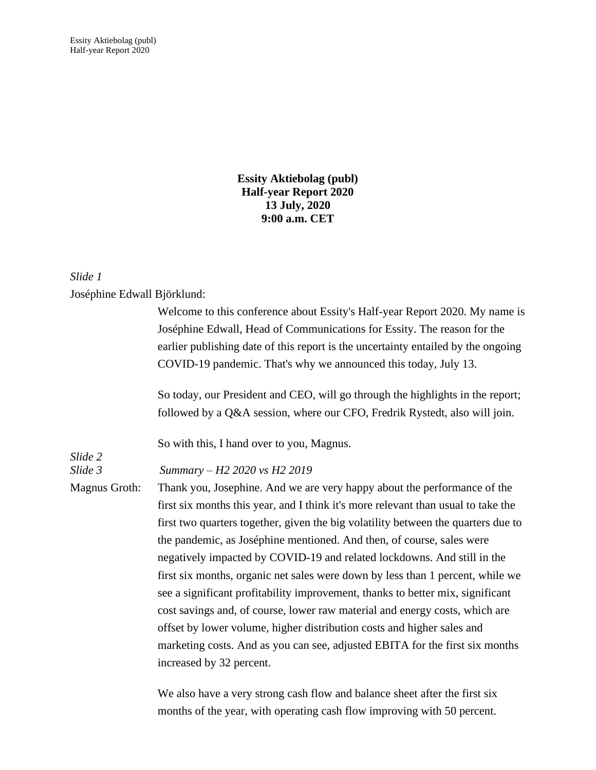**Essity Aktiebolag (publ)**
**Half-year Report 2020**
**13 July, 2020**
**9:00 a.m. CET**

*Slide 1*

Joséphine Edwall Björklund:

Welcome to this conference about Essity's Half-year Report 2020. My name is Joséphine Edwall, Head of Communications for Essity. The reason for the earlier publishing date of this report is the uncertainty entailed by the ongoing COVID-19 pandemic. That's why we announced this today, July 13.

So today, our President and CEO, will go through the highlights in the report; followed by a Q&A session, where our CFO, Fredrik Rystedt, also will join.

So with this, I hand over to you, Magnus.

*Slide 2*

*Slide 3* *Summary – H2 2020 vs H2 2019*

Magnus Groth: Thank you, Josephine. And we are very happy about the performance of the first six months this year, and I think it's more relevant than usual to take the first two quarters together, given the big volatility between the quarters due to the pandemic, as Joséphine mentioned. And then, of course, sales were negatively impacted by COVID-19 and related lockdowns. And still in the first six months, organic net sales were down by less than 1 percent, while we see a significant profitability improvement, thanks to better mix, significant cost savings and, of course, lower raw material and energy costs, which are offset by lower volume, higher distribution costs and higher sales and marketing costs. And as you can see, adjusted EBITA for the first six months increased by 32 percent.

We also have a very strong cash flow and balance sheet after the first six months of the year, with operating cash flow improving with 50 percent.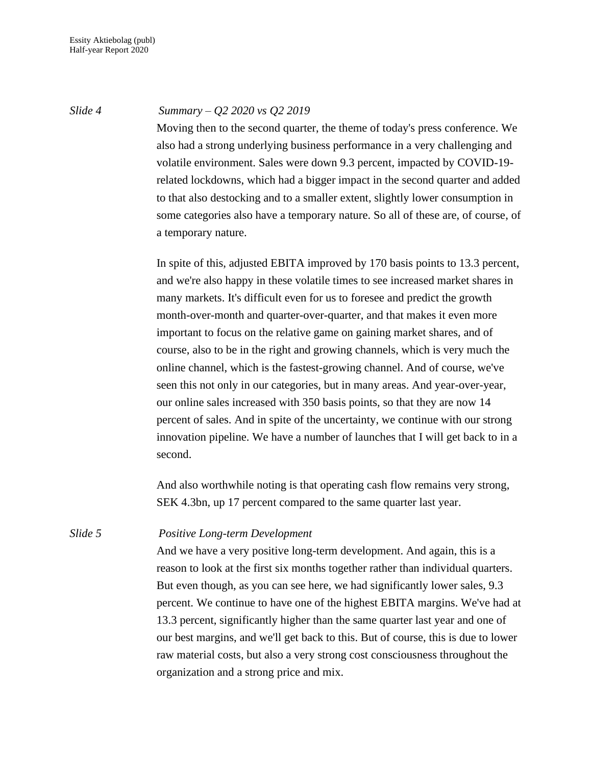*Slide 4* *Summary – Q2 2020 vs Q2 2019*

Moving then to the second quarter, the theme of today's press conference. We also had a strong underlying business performance in a very challenging and volatile environment. Sales were down 9.3 percent, impacted by COVID-19-related lockdowns, which had a bigger impact in the second quarter and added to that also destocking and to a smaller extent, slightly lower consumption in some categories also have a temporary nature. So all of these are, of course, of a temporary nature.

In spite of this, adjusted EBITA improved by 170 basis points to 13.3 percent, and we're also happy in these volatile times to see increased market shares in many markets. It's difficult even for us to foresee and predict the growth month-over-month and quarter-over-quarter, and that makes it even more important to focus on the relative game on gaining market shares, and of course, also to be in the right and growing channels, which is very much the online channel, which is the fastest-growing channel. And of course, we've seen this not only in our categories, but in many areas. And year-over-year, our online sales increased with 350 basis points, so that they are now 14 percent of sales. And in spite of the uncertainty, we continue with our strong innovation pipeline. We have a number of launches that I will get back to in a second.

And also worthwhile noting is that operating cash flow remains very strong, SEK 4.3bn, up 17 percent compared to the same quarter last year.

*Slide 5* *Positive Long-term Development*

And we have a very positive long-term development. And again, this is a reason to look at the first six months together rather than individual quarters. But even though, as you can see here, we had significantly lower sales, 9.3 percent. We continue to have one of the highest EBITA margins. We've had at 13.3 percent, significantly higher than the same quarter last year and one of our best margins, and we'll get back to this. But of course, this is due to lower raw material costs, but also a very strong cost consciousness throughout the organization and a strong price and mix.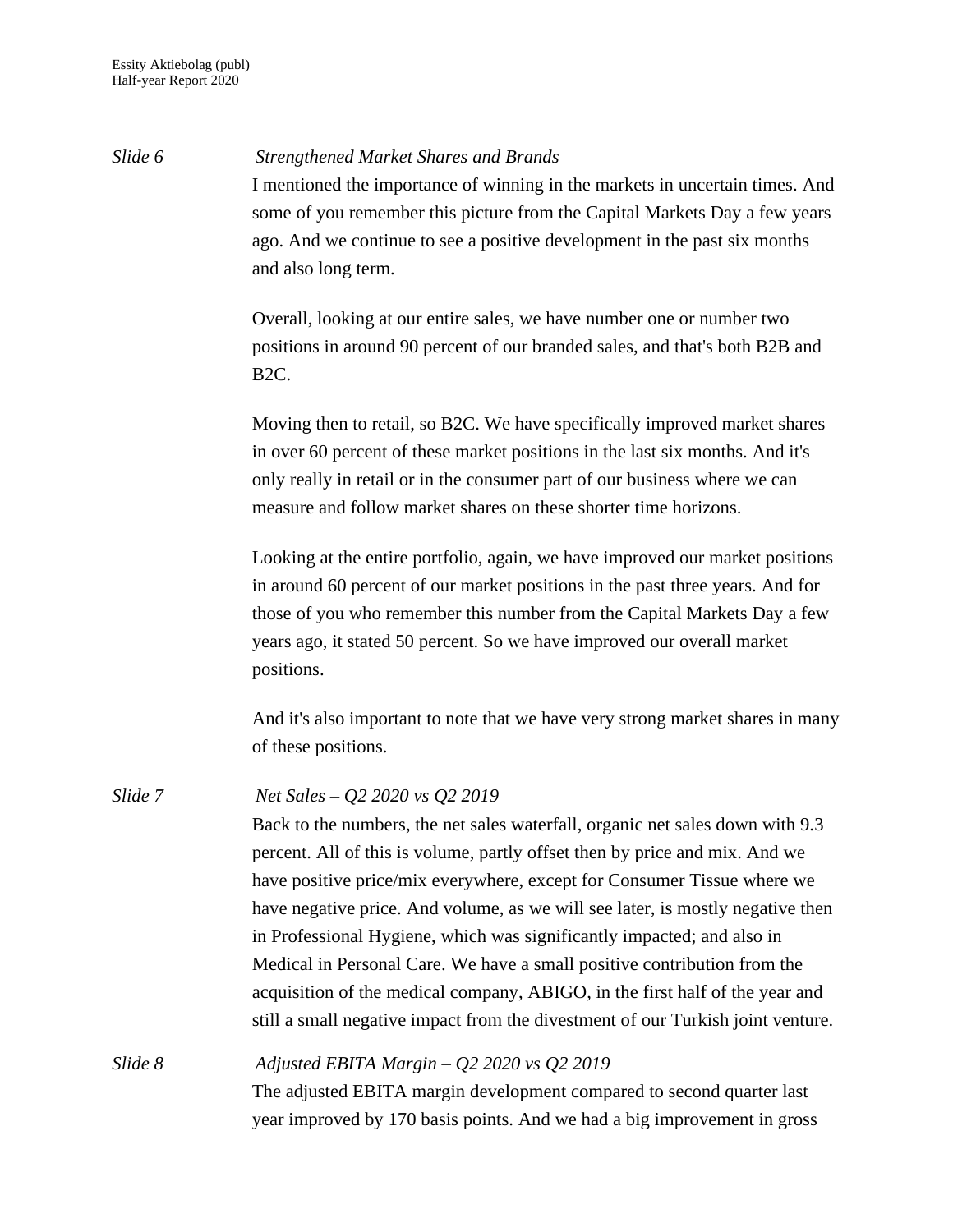*Slide 6* *Strengthened Market Shares and Brands*

I mentioned the importance of winning in the markets in uncertain times. And some of you remember this picture from the Capital Markets Day a few years ago. And we continue to see a positive development in the past six months and also long term.

Overall, looking at our entire sales, we have number one or number two positions in around 90 percent of our branded sales, and that's both B2B and B2C.

Moving then to retail, so B2C. We have specifically improved market shares in over 60 percent of these market positions in the last six months. And it's only really in retail or in the consumer part of our business where we can measure and follow market shares on these shorter time horizons.

Looking at the entire portfolio, again, we have improved our market positions in around 60 percent of our market positions in the past three years. And for those of you who remember this number from the Capital Markets Day a few years ago, it stated 50 percent. So we have improved our overall market positions.

And it's also important to note that we have very strong market shares in many of these positions.

*Slide 7* *Net Sales – Q2 2020 vs Q2 2019*

Back to the numbers, the net sales waterfall, organic net sales down with 9.3 percent. All of this is volume, partly offset then by price and mix. And we have positive price/mix everywhere, except for Consumer Tissue where we have negative price. And volume, as we will see later, is mostly negative then in Professional Hygiene, which was significantly impacted; and also in Medical in Personal Care. We have a small positive contribution from the acquisition of the medical company, ABIGO, in the first half of the year and still a small negative impact from the divestment of our Turkish joint venture.

*Slide 8* *Adjusted EBITA Margin – Q2 2020 vs Q2 2019*

The adjusted EBITA margin development compared to second quarter last year improved by 170 basis points. And we had a big improvement in gross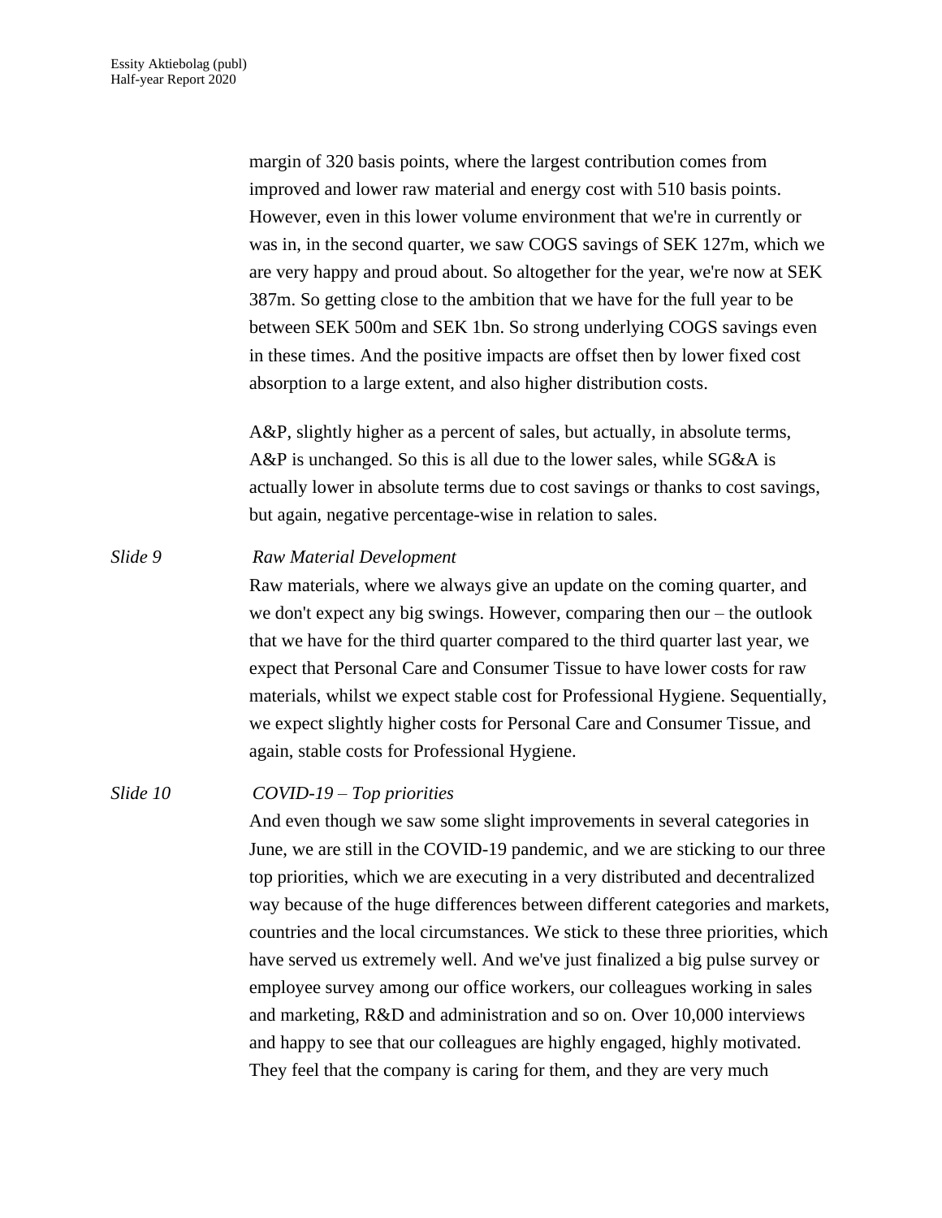margin of 320 basis points, where the largest contribution comes from improved and lower raw material and energy cost with 510 basis points. However, even in this lower volume environment that we're in currently or was in, in the second quarter, we saw COGS savings of SEK 127m, which we are very happy and proud about. So altogether for the year, we're now at SEK 387m. So getting close to the ambition that we have for the full year to be between SEK 500m and SEK 1bn. So strong underlying COGS savings even in these times. And the positive impacts are offset then by lower fixed cost absorption to a large extent, and also higher distribution costs.

A&P, slightly higher as a percent of sales, but actually, in absolute terms, A&P is unchanged. So this is all due to the lower sales, while SG&A is actually lower in absolute terms due to cost savings or thanks to cost savings, but again, negative percentage-wise in relation to sales.

*Slide 9* *Raw Material Development*

Raw materials, where we always give an update on the coming quarter, and we don't expect any big swings. However, comparing then our – the outlook that we have for the third quarter compared to the third quarter last year, we expect that Personal Care and Consumer Tissue to have lower costs for raw materials, whilst we expect stable cost for Professional Hygiene. Sequentially, we expect slightly higher costs for Personal Care and Consumer Tissue, and again, stable costs for Professional Hygiene.

*Slide 10* *COVID-19 – Top priorities*

And even though we saw some slight improvements in several categories in June, we are still in the COVID-19 pandemic, and we are sticking to our three top priorities, which we are executing in a very distributed and decentralized way because of the huge differences between different categories and markets, countries and the local circumstances. We stick to these three priorities, which have served us extremely well. And we've just finalized a big pulse survey or employee survey among our office workers, our colleagues working in sales and marketing, R&D and administration and so on. Over 10,000 interviews and happy to see that our colleagues are highly engaged, highly motivated. They feel that the company is caring for them, and they are very much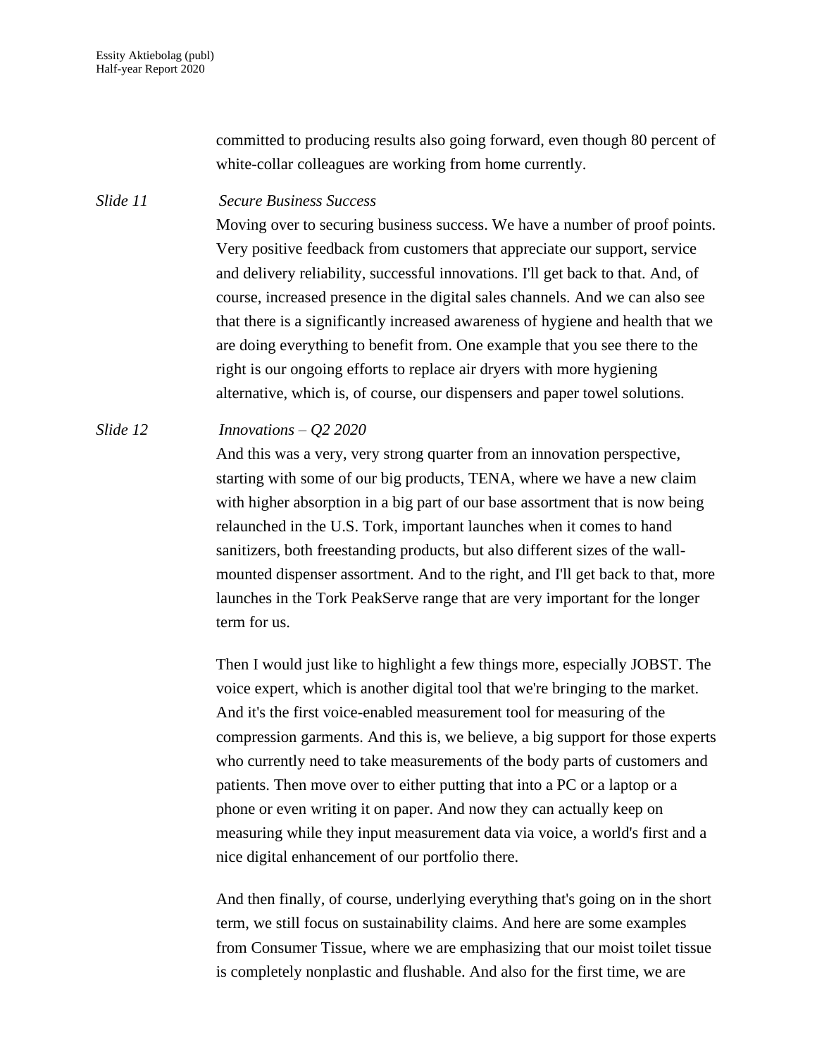committed to producing results also going forward, even though 80 percent of white-collar colleagues are working from home currently.

*Slide 11* *Secure Business Success*

Moving over to securing business success. We have a number of proof points. Very positive feedback from customers that appreciate our support, service and delivery reliability, successful innovations. I'll get back to that. And, of course, increased presence in the digital sales channels. And we can also see that there is a significantly increased awareness of hygiene and health that we are doing everything to benefit from. One example that you see there to the right is our ongoing efforts to replace air dryers with more hygiening alternative, which is, of course, our dispensers and paper towel solutions.

*Slide 12* *Innovations – Q2 2020*

And this was a very, very strong quarter from an innovation perspective, starting with some of our big products, TENA, where we have a new claim with higher absorption in a big part of our base assortment that is now being relaunched in the U.S. Tork, important launches when it comes to hand sanitizers, both freestanding products, but also different sizes of the wall-mounted dispenser assortment. And to the right, and I'll get back to that, more launches in the Tork PeakServe range that are very important for the longer term for us.

Then I would just like to highlight a few things more, especially JOBST. The voice expert, which is another digital tool that we're bringing to the market. And it's the first voice-enabled measurement tool for measuring of the compression garments. And this is, we believe, a big support for those experts who currently need to take measurements of the body parts of customers and patients. Then move over to either putting that into a PC or a laptop or a phone or even writing it on paper. And now they can actually keep on measuring while they input measurement data via voice, a world's first and a nice digital enhancement of our portfolio there.

And then finally, of course, underlying everything that's going on in the short term, we still focus on sustainability claims. And here are some examples from Consumer Tissue, where we are emphasizing that our moist toilet tissue is completely nonplastic and flushable. And also for the first time, we are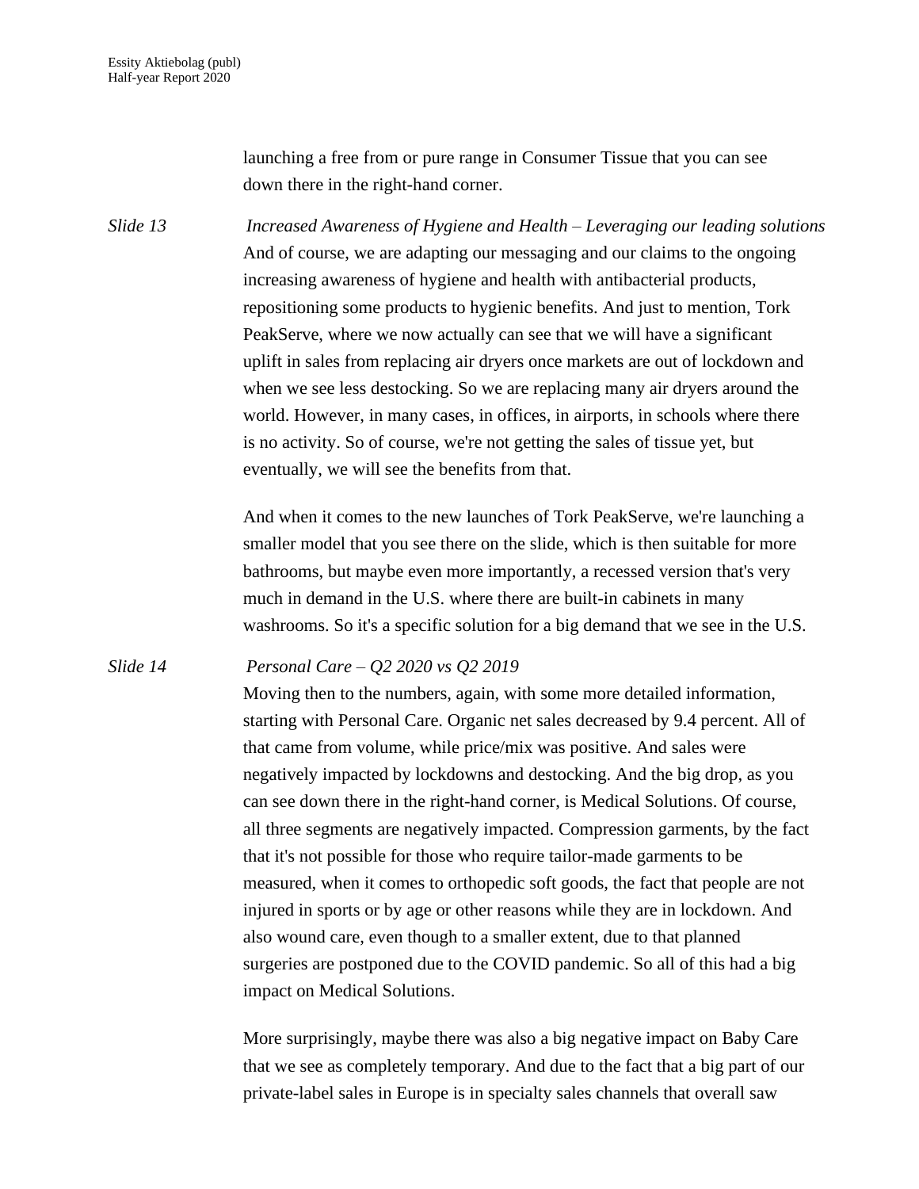launching a free from or pure range in Consumer Tissue that you can see down there in the right-hand corner.

*Slide 13* *Increased Awareness of Hygiene and Health – Leveraging our leading solutions*

And of course, we are adapting our messaging and our claims to the ongoing increasing awareness of hygiene and health with antibacterial products, repositioning some products to hygienic benefits. And just to mention, Tork PeakServe, where we now actually can see that we will have a significant uplift in sales from replacing air dryers once markets are out of lockdown and when we see less destocking. So we are replacing many air dryers around the world. However, in many cases, in offices, in airports, in schools where there is no activity. So of course, we're not getting the sales of tissue yet, but eventually, we will see the benefits from that.

And when it comes to the new launches of Tork PeakServe, we're launching a smaller model that you see there on the slide, which is then suitable for more bathrooms, but maybe even more importantly, a recessed version that's very much in demand in the U.S. where there are built-in cabinets in many washrooms. So it's a specific solution for a big demand that we see in the U.S.

*Slide 14* *Personal Care – Q2 2020 vs Q2 2019*

Moving then to the numbers, again, with some more detailed information, starting with Personal Care. Organic net sales decreased by 9.4 percent. All of that came from volume, while price/mix was positive. And sales were negatively impacted by lockdowns and destocking. And the big drop, as you can see down there in the right-hand corner, is Medical Solutions. Of course, all three segments are negatively impacted. Compression garments, by the fact that it's not possible for those who require tailor-made garments to be measured, when it comes to orthopedic soft goods, the fact that people are not injured in sports or by age or other reasons while they are in lockdown. And also wound care, even though to a smaller extent, due to that planned surgeries are postponed due to the COVID pandemic. So all of this had a big impact on Medical Solutions.

More surprisingly, maybe there was also a big negative impact on Baby Care that we see as completely temporary. And due to the fact that a big part of our private-label sales in Europe is in specialty sales channels that overall saw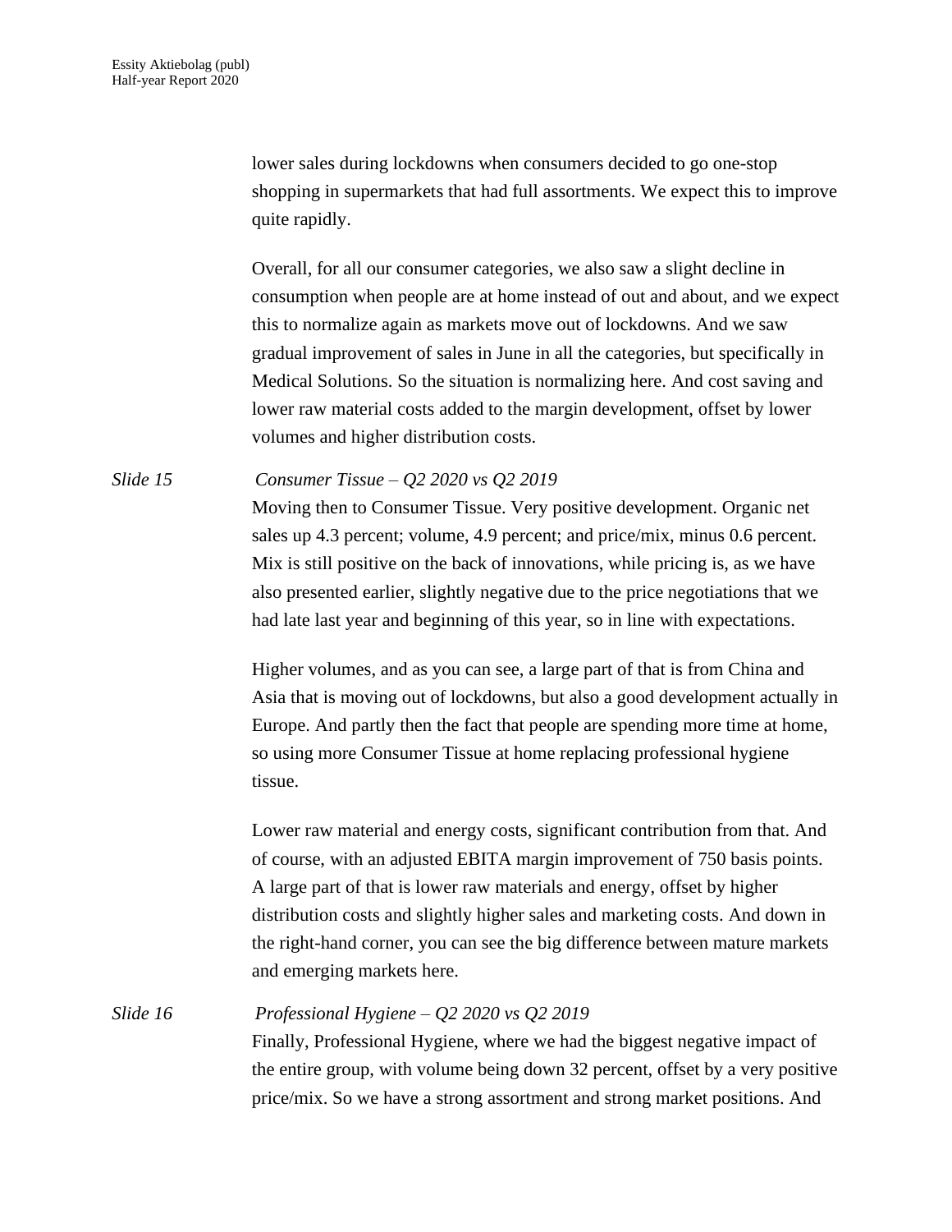lower sales during lockdowns when consumers decided to go one-stop shopping in supermarkets that had full assortments. We expect this to improve quite rapidly.

Overall, for all our consumer categories, we also saw a slight decline in consumption when people are at home instead of out and about, and we expect this to normalize again as markets move out of lockdowns. And we saw gradual improvement of sales in June in all the categories, but specifically in Medical Solutions. So the situation is normalizing here. And cost saving and lower raw material costs added to the margin development, offset by lower volumes and higher distribution costs.

*Slide 15* *Consumer Tissue – Q2 2020 vs Q2 2019*

Moving then to Consumer Tissue. Very positive development. Organic net sales up 4.3 percent; volume, 4.9 percent; and price/mix, minus 0.6 percent. Mix is still positive on the back of innovations, while pricing is, as we have also presented earlier, slightly negative due to the price negotiations that we had late last year and beginning of this year, so in line with expectations.

Higher volumes, and as you can see, a large part of that is from China and Asia that is moving out of lockdowns, but also a good development actually in Europe. And partly then the fact that people are spending more time at home, so using more Consumer Tissue at home replacing professional hygiene tissue.

Lower raw material and energy costs, significant contribution from that. And of course, with an adjusted EBITA margin improvement of 750 basis points. A large part of that is lower raw materials and energy, offset by higher distribution costs and slightly higher sales and marketing costs. And down in the right-hand corner, you can see the big difference between mature markets and emerging markets here.

*Slide 16* *Professional Hygiene – Q2 2020 vs Q2 2019*

Finally, Professional Hygiene, where we had the biggest negative impact of the entire group, with volume being down 32 percent, offset by a very positive price/mix. So we have a strong assortment and strong market positions. And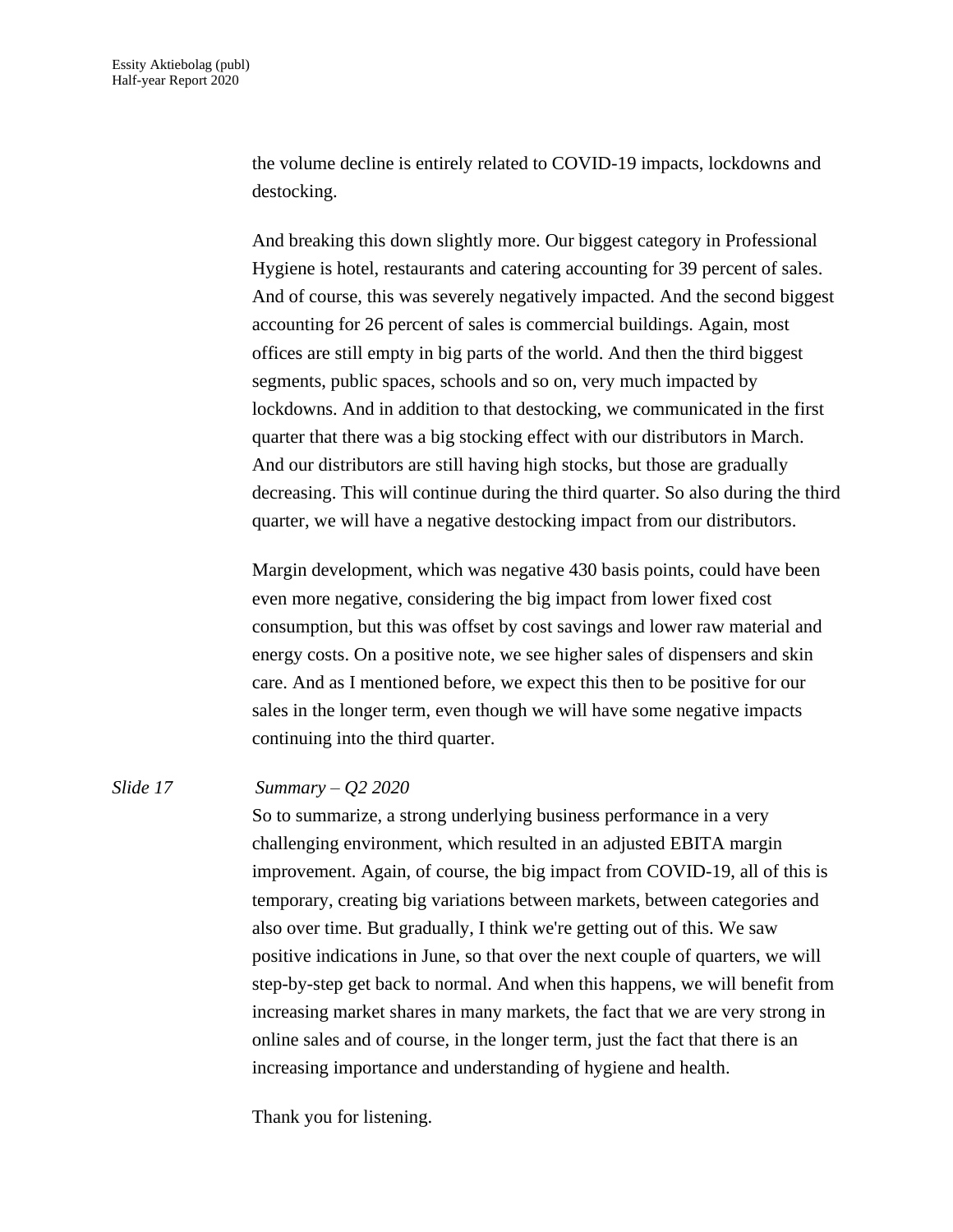the volume decline is entirely related to COVID-19 impacts, lockdowns and destocking.

And breaking this down slightly more. Our biggest category in Professional Hygiene is hotel, restaurants and catering accounting for 39 percent of sales. And of course, this was severely negatively impacted. And the second biggest accounting for 26 percent of sales is commercial buildings. Again, most offices are still empty in big parts of the world. And then the third biggest segments, public spaces, schools and so on, very much impacted by lockdowns. And in addition to that destocking, we communicated in the first quarter that there was a big stocking effect with our distributors in March. And our distributors are still having high stocks, but those are gradually decreasing. This will continue during the third quarter. So also during the third quarter, we will have a negative destocking impact from our distributors.

Margin development, which was negative 430 basis points, could have been even more negative, considering the big impact from lower fixed cost consumption, but this was offset by cost savings and lower raw material and energy costs. On a positive note, we see higher sales of dispensers and skin care. And as I mentioned before, we expect this then to be positive for our sales in the longer term, even though we will have some negative impacts continuing into the third quarter.

*Slide 17* *Summary – Q2 2020*

So to summarize, a strong underlying business performance in a very challenging environment, which resulted in an adjusted EBITA margin improvement. Again, of course, the big impact from COVID-19, all of this is temporary, creating big variations between markets, between categories and also over time. But gradually, I think we're getting out of this. We saw positive indications in June, so that over the next couple of quarters, we will step-by-step get back to normal. And when this happens, we will benefit from increasing market shares in many markets, the fact that we are very strong in online sales and of course, in the longer term, just the fact that there is an increasing importance and understanding of hygiene and health.

Thank you for listening.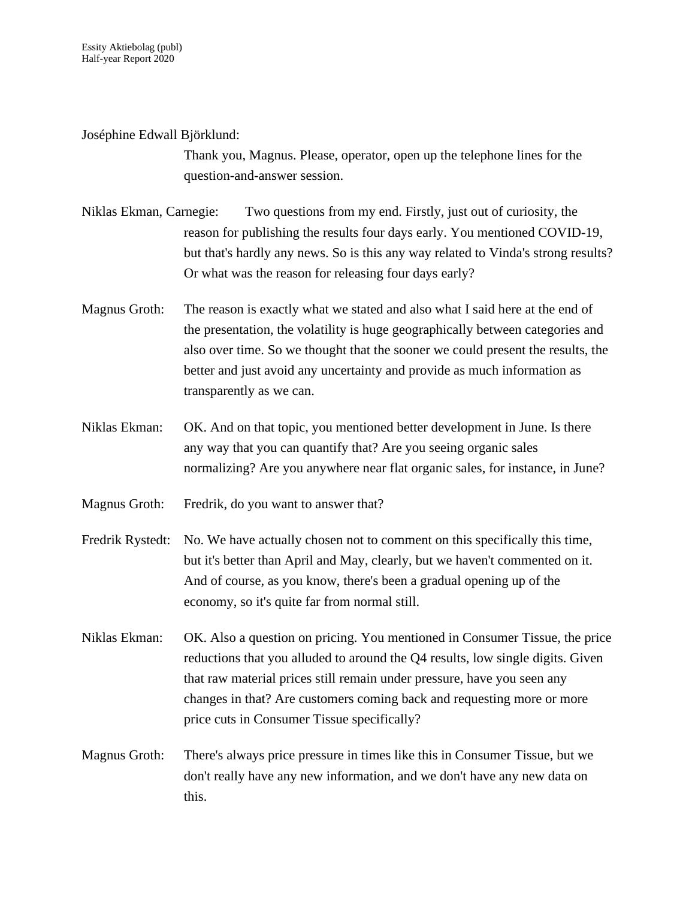Joséphine Edwall Björklund:

Thank you, Magnus. Please, operator, open up the telephone lines for the question-and-answer session.

Niklas Ekman, Carnegie: Two questions from my end. Firstly, just out of curiosity, the reason for publishing the results four days early. You mentioned COVID-19, but that's hardly any news. So is this any way related to Vinda's strong results? Or what was the reason for releasing four days early?

Magnus Groth: The reason is exactly what we stated and also what I said here at the end of the presentation, the volatility is huge geographically between categories and also over time. So we thought that the sooner we could present the results, the better and just avoid any uncertainty and provide as much information as transparently as we can.

Niklas Ekman: OK. And on that topic, you mentioned better development in June. Is there any way that you can quantify that? Are you seeing organic sales normalizing? Are you anywhere near flat organic sales, for instance, in June?

Magnus Groth: Fredrik, do you want to answer that?

Fredrik Rystedt: No. We have actually chosen not to comment on this specifically this time, but it's better than April and May, clearly, but we haven't commented on it. And of course, as you know, there's been a gradual opening up of the economy, so it's quite far from normal still.

Niklas Ekman: OK. Also a question on pricing. You mentioned in Consumer Tissue, the price reductions that you alluded to around the Q4 results, low single digits. Given that raw material prices still remain under pressure, have you seen any changes in that? Are customers coming back and requesting more or more price cuts in Consumer Tissue specifically?

Magnus Groth: There's always price pressure in times like this in Consumer Tissue, but we don't really have any new information, and we don't have any new data on this.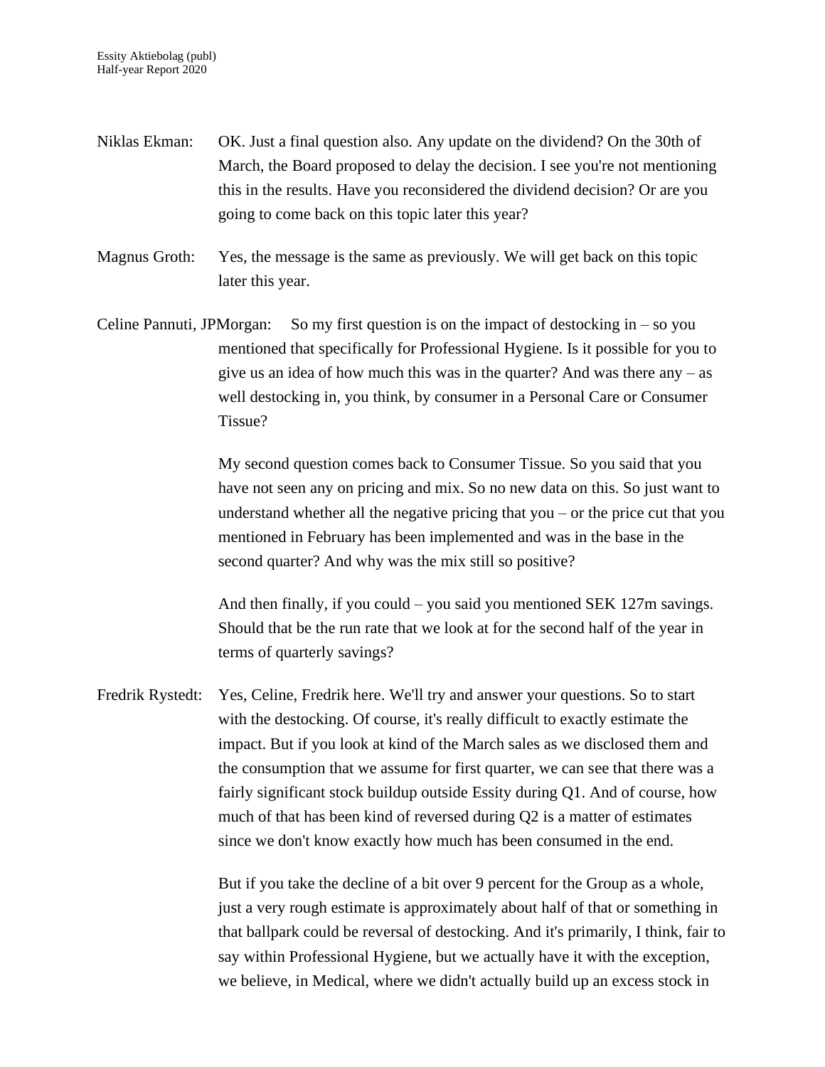Niklas Ekman: OK. Just a final question also. Any update on the dividend? On the 30th of March, the Board proposed to delay the decision. I see you're not mentioning this in the results. Have you reconsidered the dividend decision? Or are you going to come back on this topic later this year?

Magnus Groth: Yes, the message is the same as previously. We will get back on this topic later this year.

Celine Pannuti, JPMorgan: So my first question is on the impact of destocking in – so you mentioned that specifically for Professional Hygiene. Is it possible for you to give us an idea of how much this was in the quarter? And was there any – as well destocking in, you think, by consumer in a Personal Care or Consumer Tissue?

My second question comes back to Consumer Tissue. So you said that you have not seen any on pricing and mix. So no new data on this. So just want to understand whether all the negative pricing that you – or the price cut that you mentioned in February has been implemented and was in the base in the second quarter? And why was the mix still so positive?

And then finally, if you could – you said you mentioned SEK 127m savings. Should that be the run rate that we look at for the second half of the year in terms of quarterly savings?

Fredrik Rystedt: Yes, Celine, Fredrik here. We'll try and answer your questions. So to start with the destocking. Of course, it's really difficult to exactly estimate the impact. But if you look at kind of the March sales as we disclosed them and the consumption that we assume for first quarter, we can see that there was a fairly significant stock buildup outside Essity during Q1. And of course, how much of that has been kind of reversed during Q2 is a matter of estimates since we don't know exactly how much has been consumed in the end.

But if you take the decline of a bit over 9 percent for the Group as a whole, just a very rough estimate is approximately about half of that or something in that ballpark could be reversal of destocking. And it's primarily, I think, fair to say within Professional Hygiene, but we actually have it with the exception, we believe, in Medical, where we didn't actually build up an excess stock in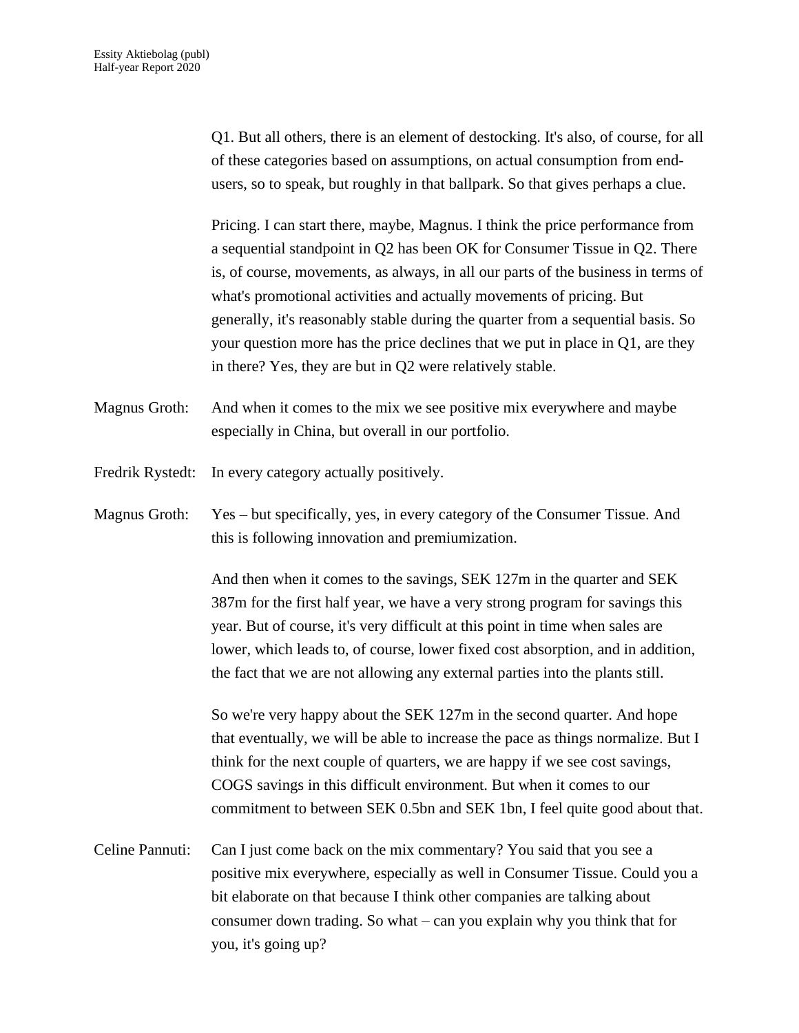Q1. But all others, there is an element of destocking. It's also, of course, for all of these categories based on assumptions, on actual consumption from end-users, so to speak, but roughly in that ballpark. So that gives perhaps a clue.

Pricing. I can start there, maybe, Magnus. I think the price performance from a sequential standpoint in Q2 has been OK for Consumer Tissue in Q2. There is, of course, movements, as always, in all our parts of the business in terms of what's promotional activities and actually movements of pricing. But generally, it's reasonably stable during the quarter from a sequential basis. So your question more has the price declines that we put in place in Q1, are they in there? Yes, they are but in Q2 were relatively stable.

Magnus Groth: And when it comes to the mix we see positive mix everywhere and maybe especially in China, but overall in our portfolio.

Fredrik Rystedt: In every category actually positively.

Magnus Groth: Yes – but specifically, yes, in every category of the Consumer Tissue. And this is following innovation and premiumization.

And then when it comes to the savings, SEK 127m in the quarter and SEK 387m for the first half year, we have a very strong program for savings this year. But of course, it's very difficult at this point in time when sales are lower, which leads to, of course, lower fixed cost absorption, and in addition, the fact that we are not allowing any external parties into the plants still.

So we're very happy about the SEK 127m in the second quarter. And hope that eventually, we will be able to increase the pace as things normalize. But I think for the next couple of quarters, we are happy if we see cost savings, COGS savings in this difficult environment. But when it comes to our commitment to between SEK 0.5bn and SEK 1bn, I feel quite good about that.

Celine Pannuti: Can I just come back on the mix commentary? You said that you see a positive mix everywhere, especially as well in Consumer Tissue. Could you a bit elaborate on that because I think other companies are talking about consumer down trading. So what – can you explain why you think that for you, it's going up?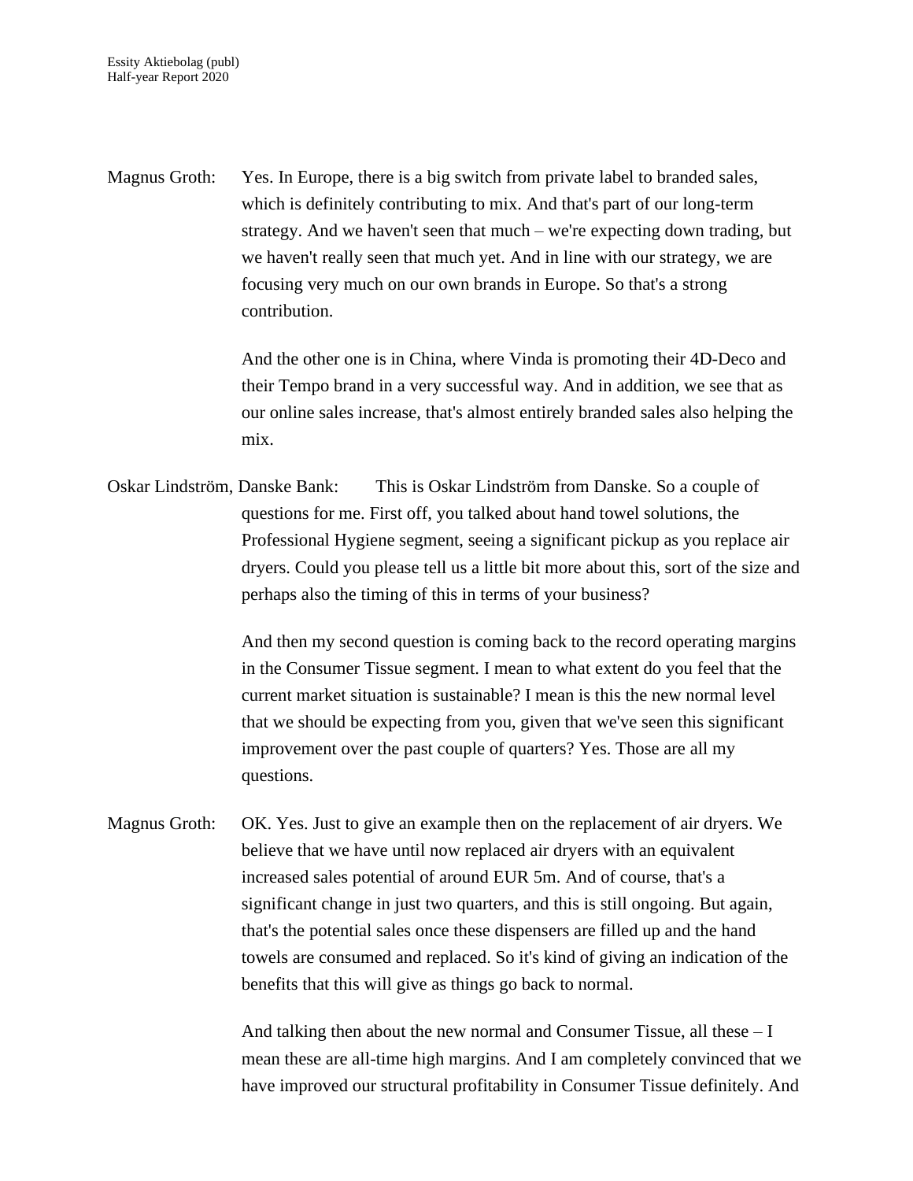Magnus Groth: Yes. In Europe, there is a big switch from private label to branded sales, which is definitely contributing to mix. And that's part of our long-term strategy. And we haven't seen that much – we're expecting down trading, but we haven't really seen that much yet. And in line with our strategy, we are focusing very much on our own brands in Europe. So that's a strong contribution.

And the other one is in China, where Vinda is promoting their 4D-Deco and their Tempo brand in a very successful way. And in addition, we see that as our online sales increase, that's almost entirely branded sales also helping the mix.

Oskar Lindström, Danske Bank: This is Oskar Lindström from Danske. So a couple of questions for me. First off, you talked about hand towel solutions, the Professional Hygiene segment, seeing a significant pickup as you replace air dryers. Could you please tell us a little bit more about this, sort of the size and perhaps also the timing of this in terms of your business?

And then my second question is coming back to the record operating margins in the Consumer Tissue segment. I mean to what extent do you feel that the current market situation is sustainable? I mean is this the new normal level that we should be expecting from you, given that we've seen this significant improvement over the past couple of quarters? Yes. Those are all my questions.

Magnus Groth: OK. Yes. Just to give an example then on the replacement of air dryers. We believe that we have until now replaced air dryers with an equivalent increased sales potential of around EUR 5m. And of course, that's a significant change in just two quarters, and this is still ongoing. But again, that's the potential sales once these dispensers are filled up and the hand towels are consumed and replaced. So it's kind of giving an indication of the benefits that this will give as things go back to normal.

And talking then about the new normal and Consumer Tissue, all these – I mean these are all-time high margins. And I am completely convinced that we have improved our structural profitability in Consumer Tissue definitely. And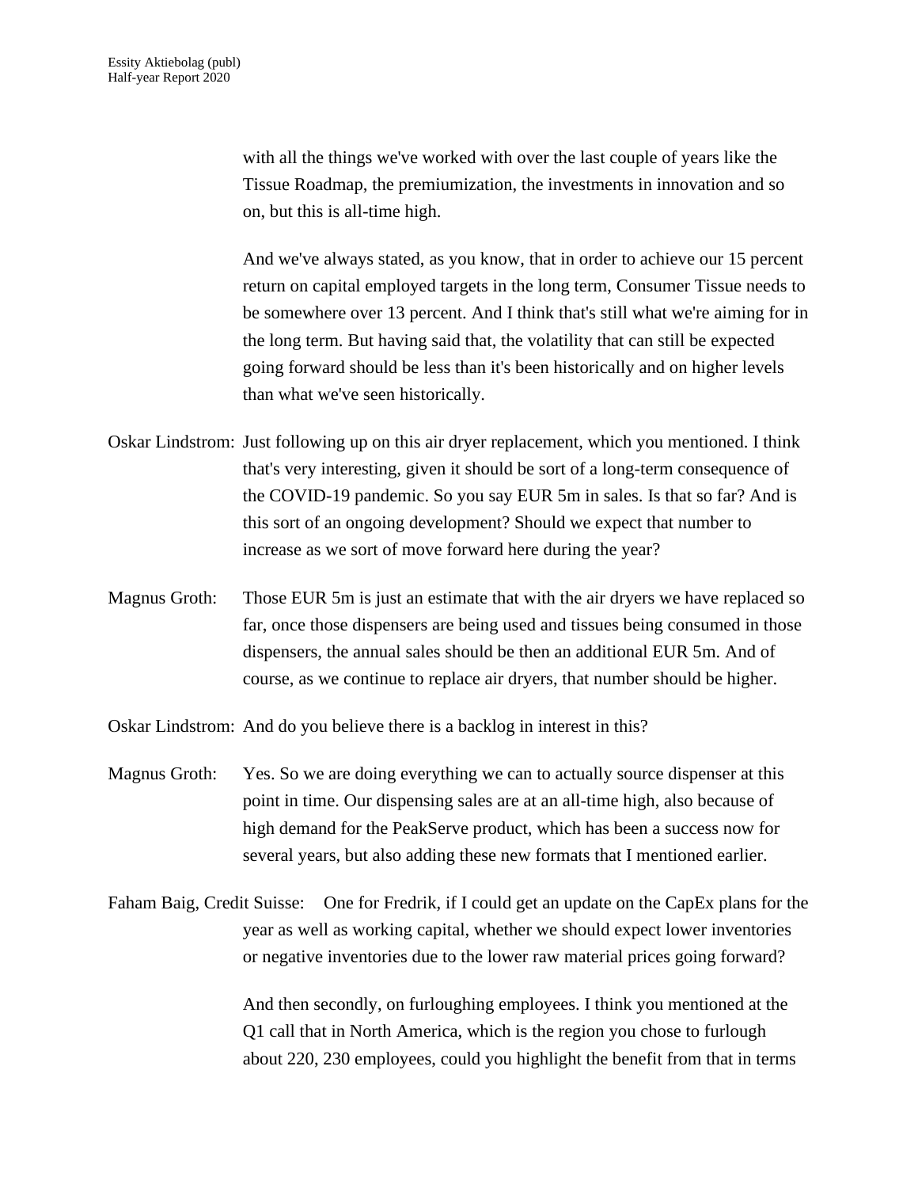with all the things we've worked with over the last couple of years like the Tissue Roadmap, the premiumization, the investments in innovation and so on, but this is all-time high.

And we've always stated, as you know, that in order to achieve our 15 percent return on capital employed targets in the long term, Consumer Tissue needs to be somewhere over 13 percent. And I think that's still what we're aiming for in the long term. But having said that, the volatility that can still be expected going forward should be less than it's been historically and on higher levels than what we've seen historically.

Oskar Lindstrom: Just following up on this air dryer replacement, which you mentioned. I think that's very interesting, given it should be sort of a long-term consequence of the COVID-19 pandemic. So you say EUR 5m in sales. Is that so far? And is this sort of an ongoing development? Should we expect that number to increase as we sort of move forward here during the year?

Magnus Groth: Those EUR 5m is just an estimate that with the air dryers we have replaced so far, once those dispensers are being used and tissues being consumed in those dispensers, the annual sales should be then an additional EUR 5m. And of course, as we continue to replace air dryers, that number should be higher.

Oskar Lindstrom: And do you believe there is a backlog in interest in this?

Magnus Groth: Yes. So we are doing everything we can to actually source dispenser at this point in time. Our dispensing sales are at an all-time high, also because of high demand for the PeakServe product, which has been a success now for several years, but also adding these new formats that I mentioned earlier.

Faham Baig, Credit Suisse: One for Fredrik, if I could get an update on the CapEx plans for the year as well as working capital, whether we should expect lower inventories or negative inventories due to the lower raw material prices going forward?

And then secondly, on furloughing employees. I think you mentioned at the Q1 call that in North America, which is the region you chose to furlough about 220, 230 employees, could you highlight the benefit from that in terms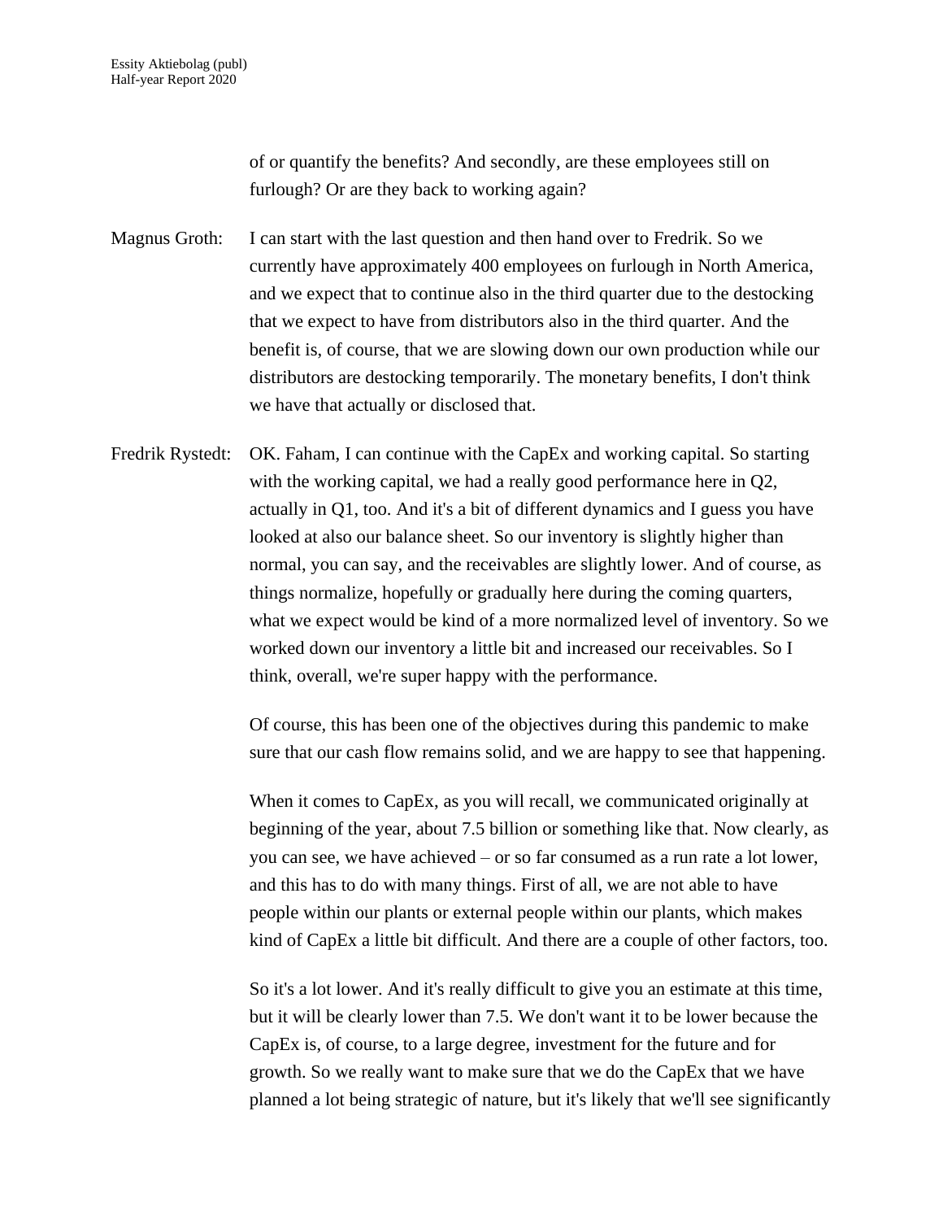of or quantify the benefits? And secondly, are these employees still on furlough? Or are they back to working again?

Magnus Groth: I can start with the last question and then hand over to Fredrik. So we currently have approximately 400 employees on furlough in North America, and we expect that to continue also in the third quarter due to the destocking that we expect to have from distributors also in the third quarter. And the benefit is, of course, that we are slowing down our own production while our distributors are destocking temporarily. The monetary benefits, I don't think we have that actually or disclosed that.

Fredrik Rystedt: OK. Faham, I can continue with the CapEx and working capital. So starting with the working capital, we had a really good performance here in Q2, actually in Q1, too. And it's a bit of different dynamics and I guess you have looked at also our balance sheet. So our inventory is slightly higher than normal, you can say, and the receivables are slightly lower. And of course, as things normalize, hopefully or gradually here during the coming quarters, what we expect would be kind of a more normalized level of inventory. So we worked down our inventory a little bit and increased our receivables. So I think, overall, we're super happy with the performance.

Of course, this has been one of the objectives during this pandemic to make sure that our cash flow remains solid, and we are happy to see that happening.

When it comes to CapEx, as you will recall, we communicated originally at beginning of the year, about 7.5 billion or something like that. Now clearly, as you can see, we have achieved – or so far consumed as a run rate a lot lower, and this has to do with many things. First of all, we are not able to have people within our plants or external people within our plants, which makes kind of CapEx a little bit difficult. And there are a couple of other factors, too.

So it's a lot lower. And it's really difficult to give you an estimate at this time, but it will be clearly lower than 7.5. We don't want it to be lower because the CapEx is, of course, to a large degree, investment for the future and for growth. So we really want to make sure that we do the CapEx that we have planned a lot being strategic of nature, but it's likely that we'll see significantly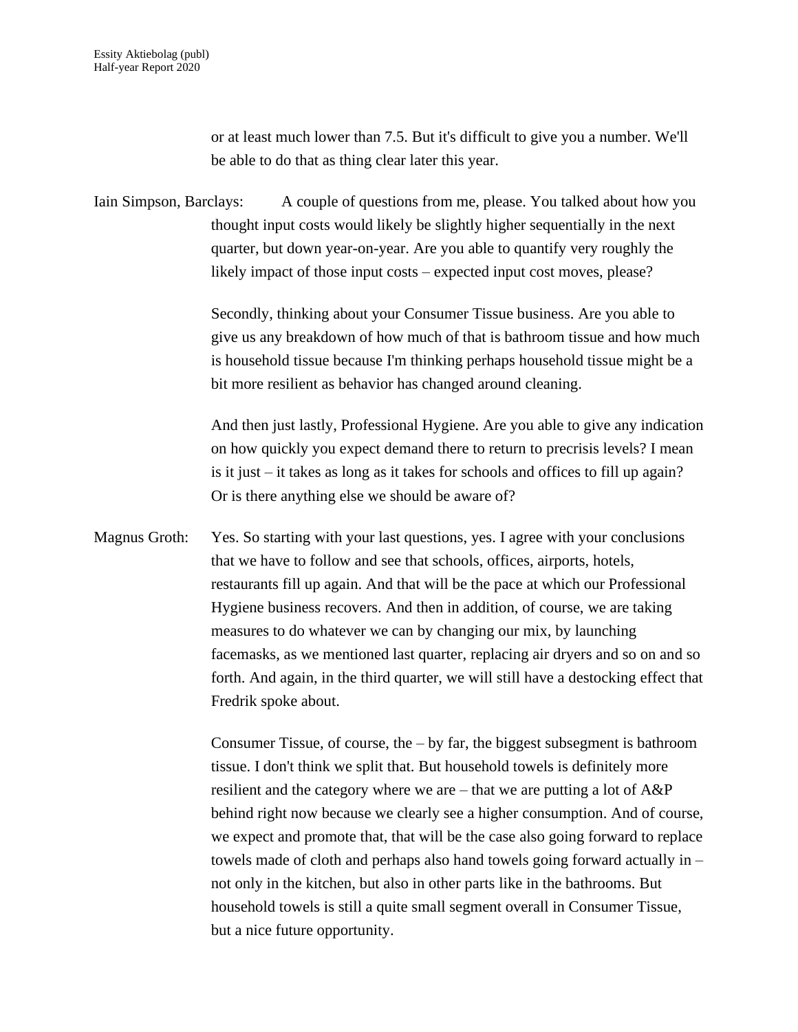or at least much lower than 7.5. But it's difficult to give you a number. We'll be able to do that as thing clear later this year.

Iain Simpson, Barclays: A couple of questions from me, please. You talked about how you thought input costs would likely be slightly higher sequentially in the next quarter, but down year-on-year. Are you able to quantify very roughly the likely impact of those input costs – expected input cost moves, please?

Secondly, thinking about your Consumer Tissue business. Are you able to give us any breakdown of how much of that is bathroom tissue and how much is household tissue because I'm thinking perhaps household tissue might be a bit more resilient as behavior has changed around cleaning.

And then just lastly, Professional Hygiene. Are you able to give any indication on how quickly you expect demand there to return to precrisis levels? I mean is it just – it takes as long as it takes for schools and offices to fill up again? Or is there anything else we should be aware of?

Magnus Groth: Yes. So starting with your last questions, yes. I agree with your conclusions that we have to follow and see that schools, offices, airports, hotels, restaurants fill up again. And that will be the pace at which our Professional Hygiene business recovers. And then in addition, of course, we are taking measures to do whatever we can by changing our mix, by launching facemasks, as we mentioned last quarter, replacing air dryers and so on and so forth. And again, in the third quarter, we will still have a destocking effect that Fredrik spoke about.

Consumer Tissue, of course, the – by far, the biggest subsegment is bathroom tissue. I don't think we split that. But household towels is definitely more resilient and the category where we are – that we are putting a lot of A&P behind right now because we clearly see a higher consumption. And of course, we expect and promote that, that will be the case also going forward to replace towels made of cloth and perhaps also hand towels going forward actually in – not only in the kitchen, but also in other parts like in the bathrooms. But household towels is still a quite small segment overall in Consumer Tissue, but a nice future opportunity.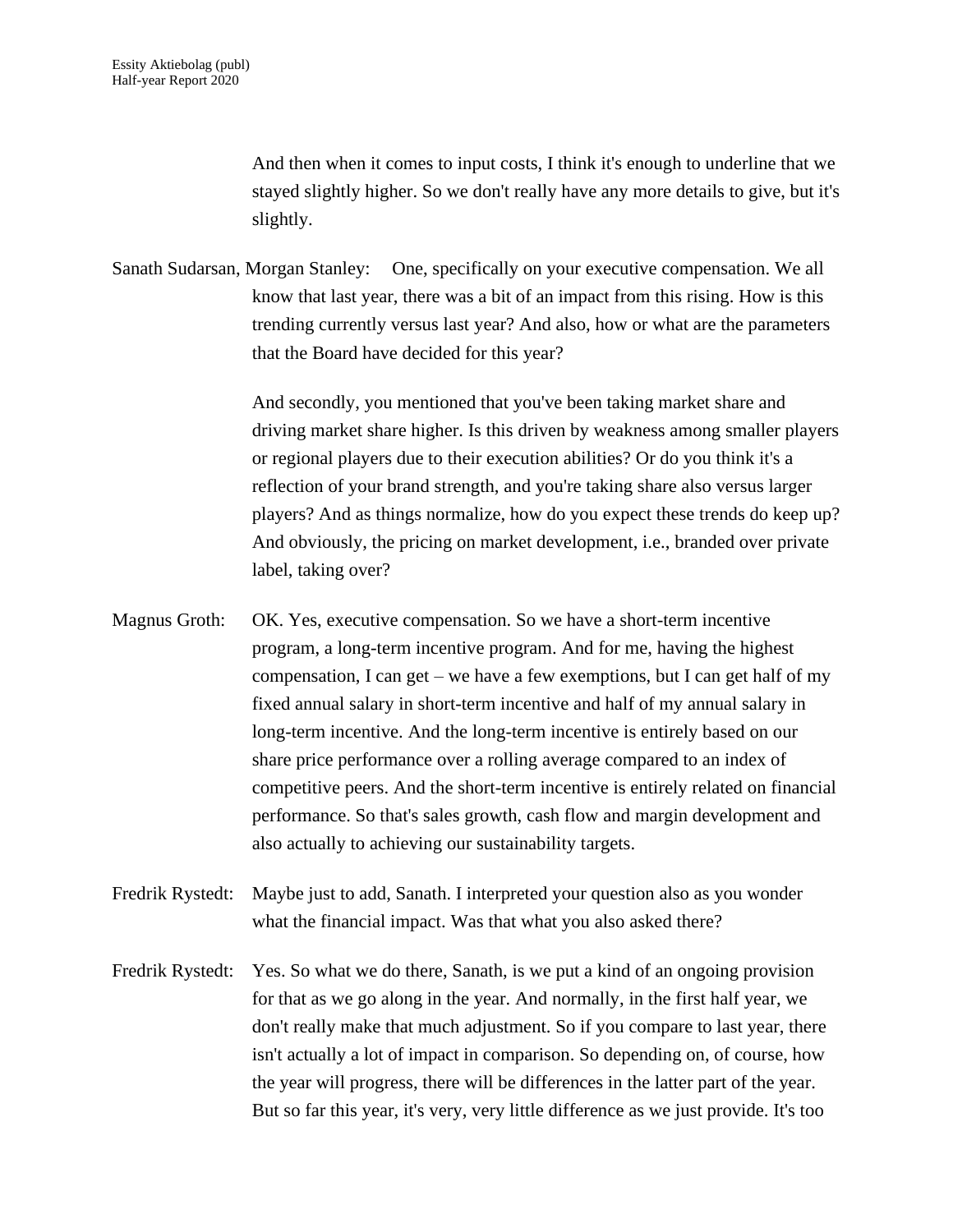And then when it comes to input costs, I think it's enough to underline that we stayed slightly higher. So we don't really have any more details to give, but it's slightly.

Sanath Sudarsan, Morgan Stanley: One, specifically on your executive compensation. We all know that last year, there was a bit of an impact from this rising. How is this trending currently versus last year? And also, how or what are the parameters that the Board have decided for this year?

And secondly, you mentioned that you've been taking market share and driving market share higher. Is this driven by weakness among smaller players or regional players due to their execution abilities? Or do you think it's a reflection of your brand strength, and you're taking share also versus larger players? And as things normalize, how do you expect these trends do keep up? And obviously, the pricing on market development, i.e., branded over private label, taking over?

Magnus Groth: OK. Yes, executive compensation. So we have a short-term incentive program, a long-term incentive program. And for me, having the highest compensation, I can get – we have a few exemptions, but I can get half of my fixed annual salary in short-term incentive and half of my annual salary in long-term incentive. And the long-term incentive is entirely based on our share price performance over a rolling average compared to an index of competitive peers. And the short-term incentive is entirely related on financial performance. So that's sales growth, cash flow and margin development and also actually to achieving our sustainability targets.

Fredrik Rystedt: Maybe just to add, Sanath. I interpreted your question also as you wonder what the financial impact. Was that what you also asked there?

Fredrik Rystedt: Yes. So what we do there, Sanath, is we put a kind of an ongoing provision for that as we go along in the year. And normally, in the first half year, we don't really make that much adjustment. So if you compare to last year, there isn't actually a lot of impact in comparison. So depending on, of course, how the year will progress, there will be differences in the latter part of the year. But so far this year, it's very, very little difference as we just provide. It's too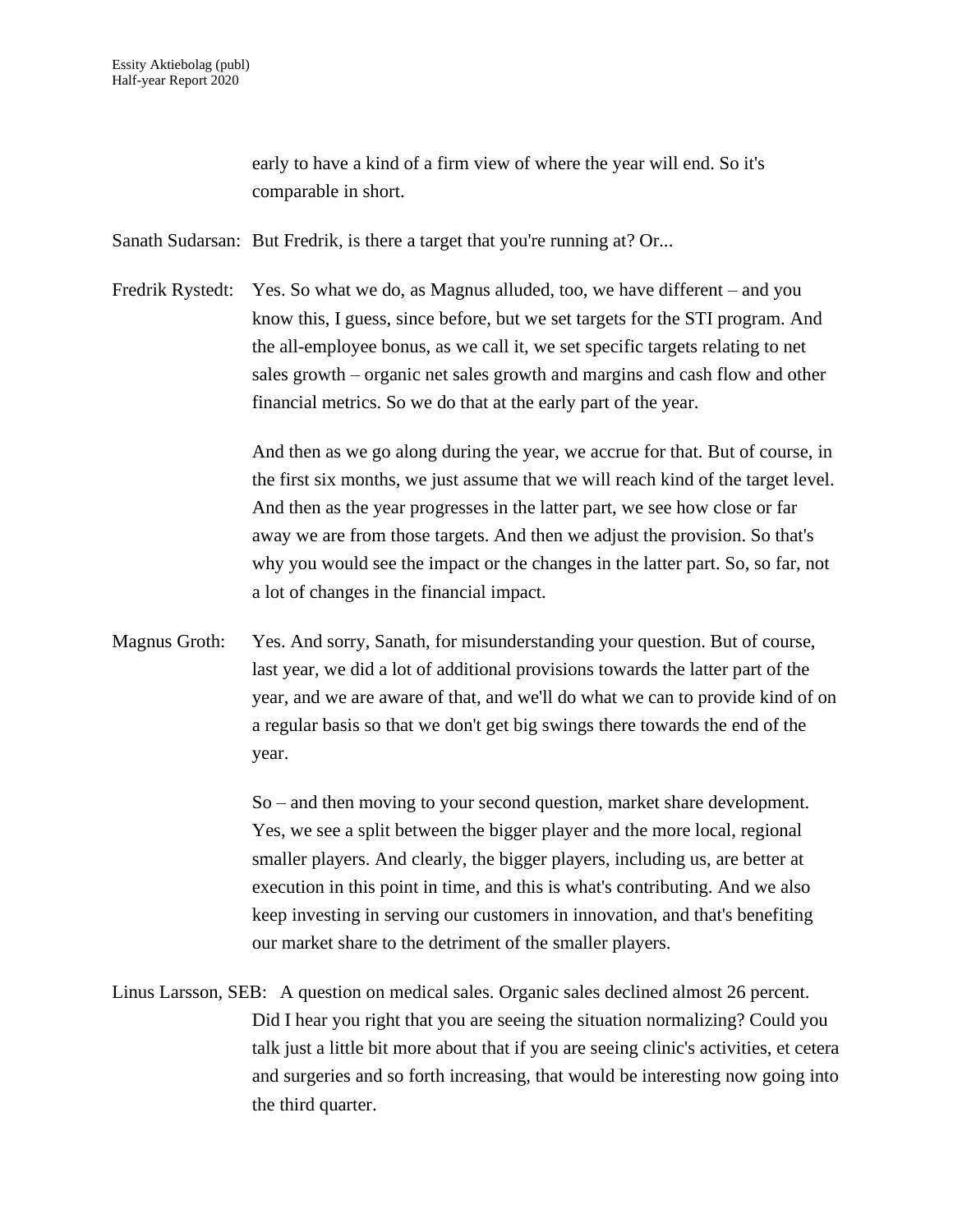early to have a kind of a firm view of where the year will end. So it's comparable in short.

Sanath Sudarsan: But Fredrik, is there a target that you're running at? Or...

Fredrik Rystedt: Yes. So what we do, as Magnus alluded, too, we have different – and you know this, I guess, since before, but we set targets for the STI program. And the all-employee bonus, as we call it, we set specific targets relating to net sales growth – organic net sales growth and margins and cash flow and other financial metrics. So we do that at the early part of the year.

And then as we go along during the year, we accrue for that. But of course, in the first six months, we just assume that we will reach kind of the target level. And then as the year progresses in the latter part, we see how close or far away we are from those targets. And then we adjust the provision. So that's why you would see the impact or the changes in the latter part. So, so far, not a lot of changes in the financial impact.

Magnus Groth: Yes. And sorry, Sanath, for misunderstanding your question. But of course, last year, we did a lot of additional provisions towards the latter part of the year, and we are aware of that, and we'll do what we can to provide kind of on a regular basis so that we don't get big swings there towards the end of the year.

So – and then moving to your second question, market share development. Yes, we see a split between the bigger player and the more local, regional smaller players. And clearly, the bigger players, including us, are better at execution in this point in time, and this is what's contributing. And we also keep investing in serving our customers in innovation, and that's benefiting our market share to the detriment of the smaller players.

Linus Larsson, SEB: A question on medical sales. Organic sales declined almost 26 percent. Did I hear you right that you are seeing the situation normalizing? Could you talk just a little bit more about that if you are seeing clinic's activities, et cetera and surgeries and so forth increasing, that would be interesting now going into the third quarter.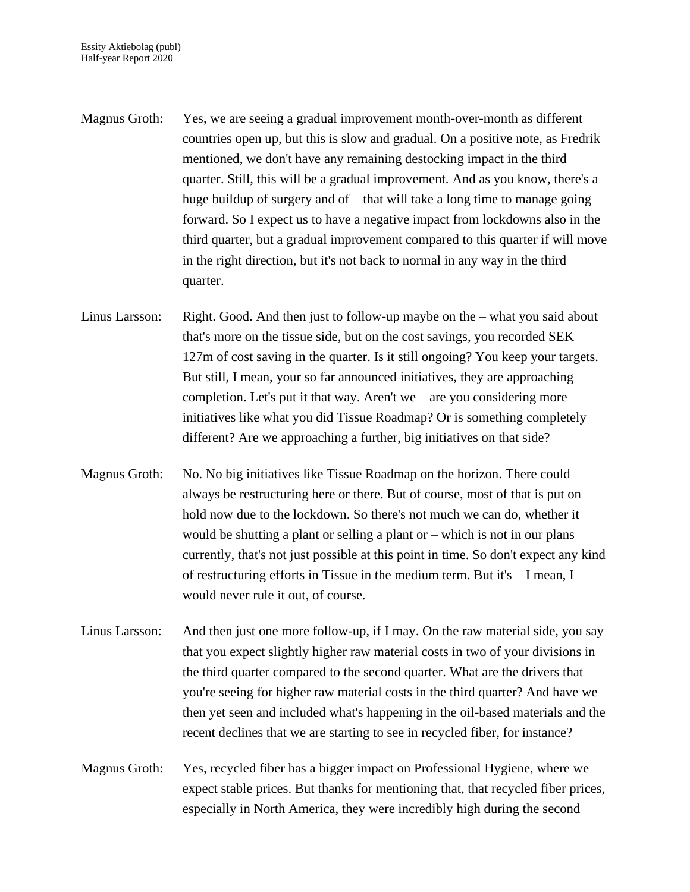Magnus Groth: Yes, we are seeing a gradual improvement month-over-month as different countries open up, but this is slow and gradual. On a positive note, as Fredrik mentioned, we don't have any remaining destocking impact in the third quarter. Still, this will be a gradual improvement. And as you know, there's a huge buildup of surgery and of – that will take a long time to manage going forward. So I expect us to have a negative impact from lockdowns also in the third quarter, but a gradual improvement compared to this quarter if will move in the right direction, but it's not back to normal in any way in the third quarter.

Linus Larsson: Right. Good. And then just to follow-up maybe on the – what you said about that's more on the tissue side, but on the cost savings, you recorded SEK 127m of cost saving in the quarter. Is it still ongoing? You keep your targets. But still, I mean, your so far announced initiatives, they are approaching completion. Let's put it that way. Aren't we – are you considering more initiatives like what you did Tissue Roadmap? Or is something completely different? Are we approaching a further, big initiatives on that side?

Magnus Groth: No. No big initiatives like Tissue Roadmap on the horizon. There could always be restructuring here or there. But of course, most of that is put on hold now due to the lockdown. So there's not much we can do, whether it would be shutting a plant or selling a plant or – which is not in our plans currently, that's not just possible at this point in time. So don't expect any kind of restructuring efforts in Tissue in the medium term. But it's – I mean, I would never rule it out, of course.

Linus Larsson: And then just one more follow-up, if I may. On the raw material side, you say that you expect slightly higher raw material costs in two of your divisions in the third quarter compared to the second quarter. What are the drivers that you're seeing for higher raw material costs in the third quarter? And have we then yet seen and included what's happening in the oil-based materials and the recent declines that we are starting to see in recycled fiber, for instance?

Magnus Groth: Yes, recycled fiber has a bigger impact on Professional Hygiene, where we expect stable prices. But thanks for mentioning that, that recycled fiber prices, especially in North America, they were incredibly high during the second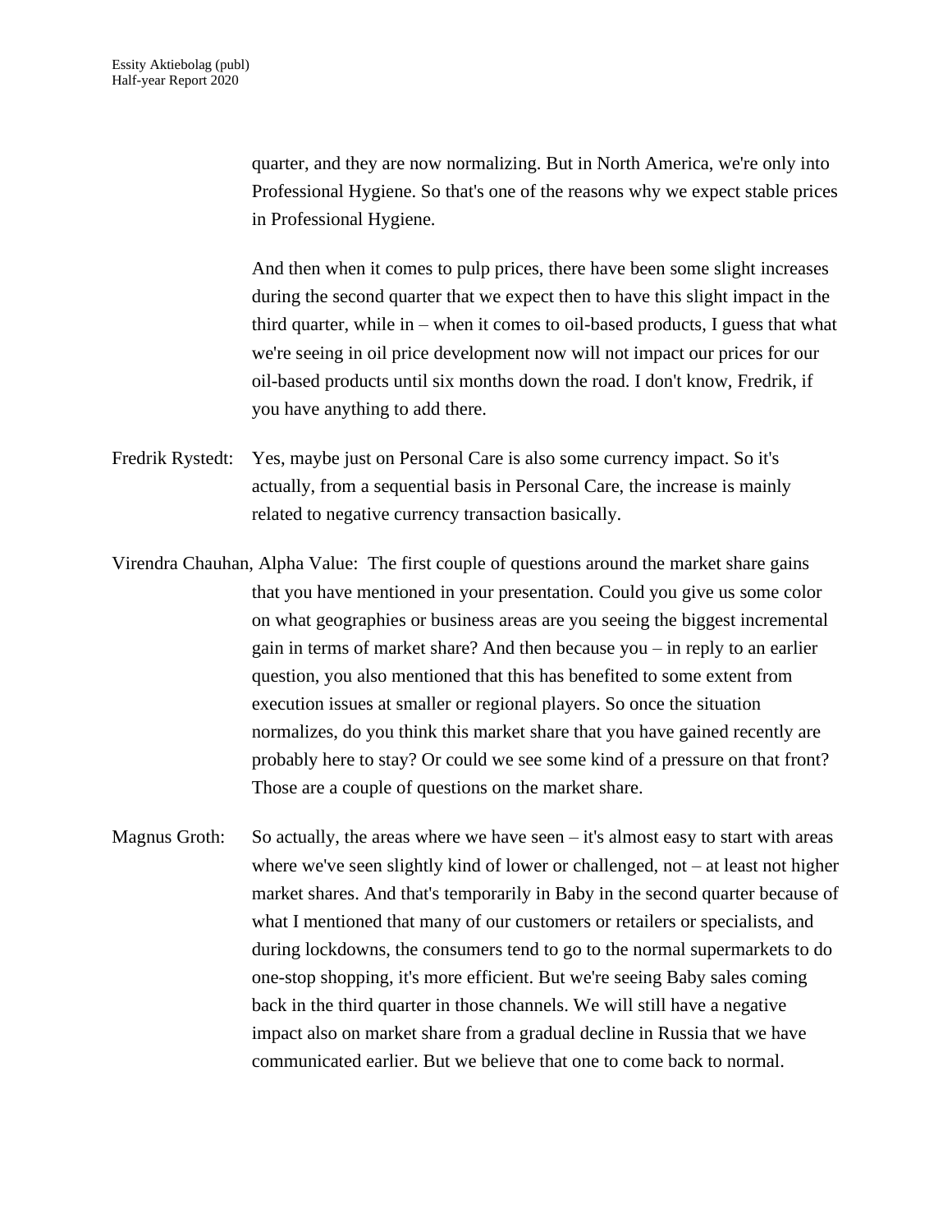quarter, and they are now normalizing. But in North America, we're only into Professional Hygiene. So that's one of the reasons why we expect stable prices in Professional Hygiene.

And then when it comes to pulp prices, there have been some slight increases during the second quarter that we expect then to have this slight impact in the third quarter, while in – when it comes to oil-based products, I guess that what we're seeing in oil price development now will not impact our prices for our oil-based products until six months down the road. I don't know, Fredrik, if you have anything to add there.

Fredrik Rystedt: Yes, maybe just on Personal Care is also some currency impact. So it's actually, from a sequential basis in Personal Care, the increase is mainly related to negative currency transaction basically.

Virendra Chauhan, Alpha Value: The first couple of questions around the market share gains that you have mentioned in your presentation. Could you give us some color on what geographies or business areas are you seeing the biggest incremental gain in terms of market share? And then because you – in reply to an earlier question, you also mentioned that this has benefited to some extent from execution issues at smaller or regional players. So once the situation normalizes, do you think this market share that you have gained recently are probably here to stay? Or could we see some kind of a pressure on that front? Those are a couple of questions on the market share.

Magnus Groth: So actually, the areas where we have seen – it's almost easy to start with areas where we've seen slightly kind of lower or challenged, not – at least not higher market shares. And that's temporarily in Baby in the second quarter because of what I mentioned that many of our customers or retailers or specialists, and during lockdowns, the consumers tend to go to the normal supermarkets to do one-stop shopping, it's more efficient. But we're seeing Baby sales coming back in the third quarter in those channels. We will still have a negative impact also on market share from a gradual decline in Russia that we have communicated earlier. But we believe that one to come back to normal.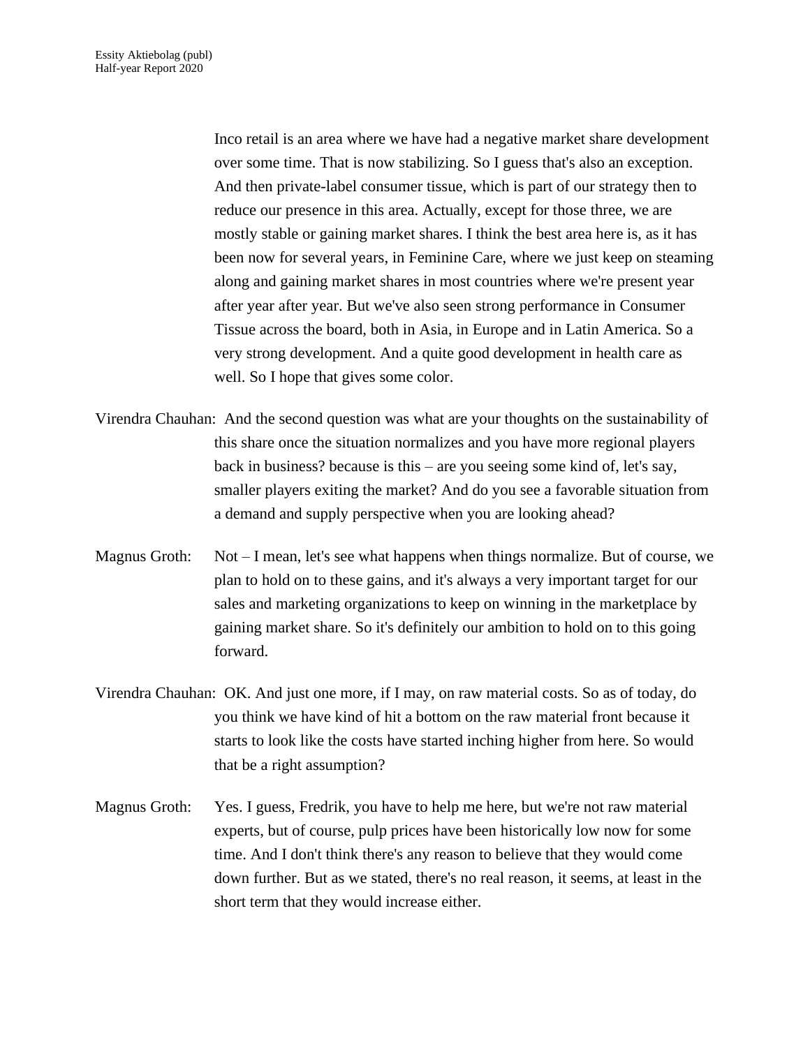Inco retail is an area where we have had a negative market share development over some time. That is now stabilizing. So I guess that's also an exception. And then private-label consumer tissue, which is part of our strategy then to reduce our presence in this area. Actually, except for those three, we are mostly stable or gaining market shares. I think the best area here is, as it has been now for several years, in Feminine Care, where we just keep on steaming along and gaining market shares in most countries where we're present year after year after year. But we've also seen strong performance in Consumer Tissue across the board, both in Asia, in Europe and in Latin America. So a very strong development. And a quite good development in health care as well. So I hope that gives some color.

Virendra Chauhan: And the second question was what are your thoughts on the sustainability of this share once the situation normalizes and you have more regional players back in business? because is this – are you seeing some kind of, let's say, smaller players exiting the market? And do you see a favorable situation from a demand and supply perspective when you are looking ahead?

Magnus Groth: Not – I mean, let's see what happens when things normalize. But of course, we plan to hold on to these gains, and it's always a very important target for our sales and marketing organizations to keep on winning in the marketplace by gaining market share. So it's definitely our ambition to hold on to this going forward.

Virendra Chauhan: OK. And just one more, if I may, on raw material costs. So as of today, do you think we have kind of hit a bottom on the raw material front because it starts to look like the costs have started inching higher from here. So would that be a right assumption?

Magnus Groth: Yes. I guess, Fredrik, you have to help me here, but we're not raw material experts, but of course, pulp prices have been historically low now for some time. And I don't think there's any reason to believe that they would come down further. But as we stated, there's no real reason, it seems, at least in the short term that they would increase either.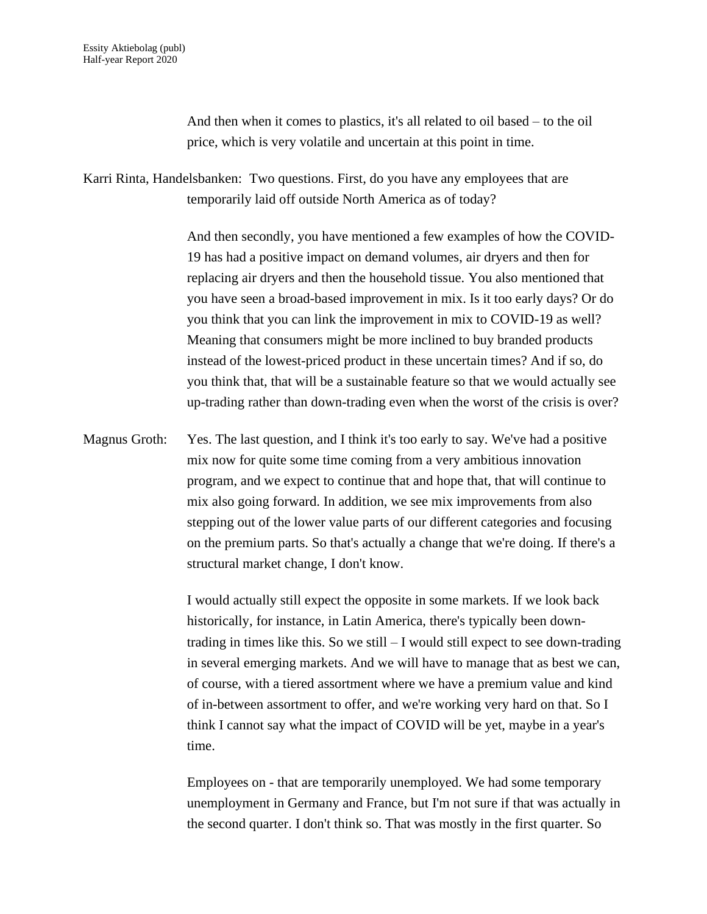And then when it comes to plastics, it's all related to oil based – to the oil price, which is very volatile and uncertain at this point in time.

Karri Rinta, Handelsbanken: Two questions. First, do you have any employees that are temporarily laid off outside North America as of today?

And then secondly, you have mentioned a few examples of how the COVID-19 has had a positive impact on demand volumes, air dryers and then for replacing air dryers and then the household tissue. You also mentioned that you have seen a broad-based improvement in mix. Is it too early days? Or do you think that you can link the improvement in mix to COVID-19 as well? Meaning that consumers might be more inclined to buy branded products instead of the lowest-priced product in these uncertain times? And if so, do you think that, that will be a sustainable feature so that we would actually see up-trading rather than down-trading even when the worst of the crisis is over?

Magnus Groth: Yes. The last question, and I think it's too early to say. We've had a positive mix now for quite some time coming from a very ambitious innovation program, and we expect to continue that and hope that, that will continue to mix also going forward. In addition, we see mix improvements from also stepping out of the lower value parts of our different categories and focusing on the premium parts. So that's actually a change that we're doing. If there's a structural market change, I don't know.

I would actually still expect the opposite in some markets. If we look back historically, for instance, in Latin America, there's typically been down-trading in times like this. So we still – I would still expect to see down-trading in several emerging markets. And we will have to manage that as best we can, of course, with a tiered assortment where we have a premium value and kind of in-between assortment to offer, and we're working very hard on that. So I think I cannot say what the impact of COVID will be yet, maybe in a year's time.

Employees on - that are temporarily unemployed. We had some temporary unemployment in Germany and France, but I'm not sure if that was actually in the second quarter. I don't think so. That was mostly in the first quarter. So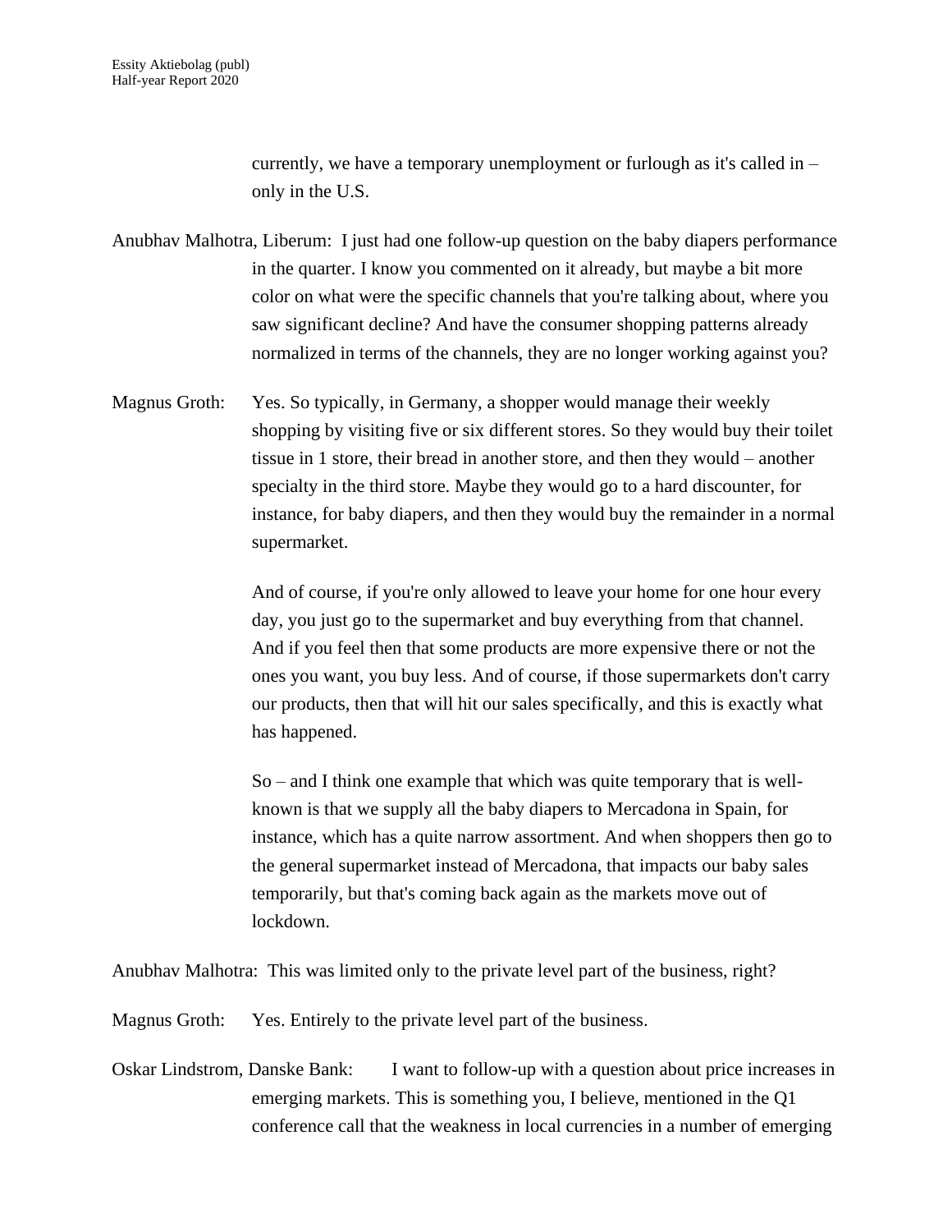currently, we have a temporary unemployment or furlough as it's called in – only in the U.S.

Anubhav Malhotra, Liberum: I just had one follow-up question on the baby diapers performance in the quarter. I know you commented on it already, but maybe a bit more color on what were the specific channels that you're talking about, where you saw significant decline? And have the consumer shopping patterns already normalized in terms of the channels, they are no longer working against you?

Magnus Groth: Yes. So typically, in Germany, a shopper would manage their weekly shopping by visiting five or six different stores. So they would buy their toilet tissue in 1 store, their bread in another store, and then they would – another specialty in the third store. Maybe they would go to a hard discounter, for instance, for baby diapers, and then they would buy the remainder in a normal supermarket.

And of course, if you're only allowed to leave your home for one hour every day, you just go to the supermarket and buy everything from that channel. And if you feel then that some products are more expensive there or not the ones you want, you buy less. And of course, if those supermarkets don't carry our products, then that will hit our sales specifically, and this is exactly what has happened.

So – and I think one example that which was quite temporary that is well-known is that we supply all the baby diapers to Mercadona in Spain, for instance, which has a quite narrow assortment. And when shoppers then go to the general supermarket instead of Mercadona, that impacts our baby sales temporarily, but that's coming back again as the markets move out of lockdown.

Anubhav Malhotra: This was limited only to the private level part of the business, right?

Magnus Groth: Yes. Entirely to the private level part of the business.

Oskar Lindstrom, Danske Bank: I want to follow-up with a question about price increases in emerging markets. This is something you, I believe, mentioned in the Q1 conference call that the weakness in local currencies in a number of emerging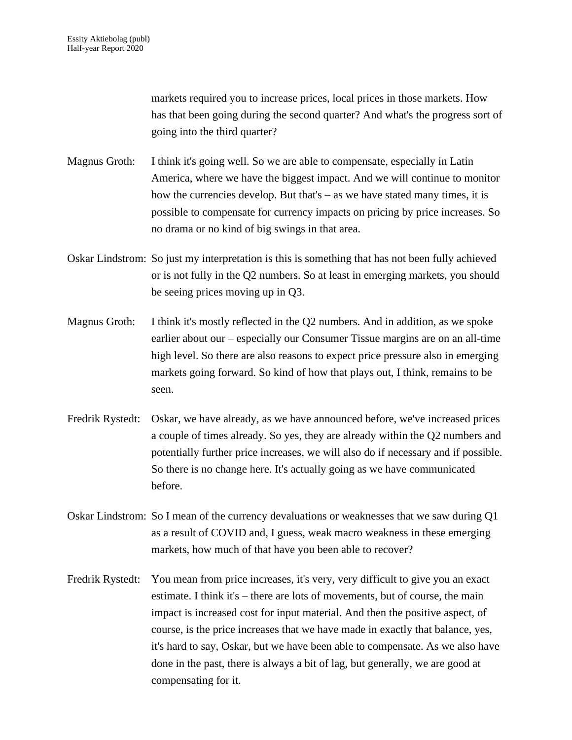markets required you to increase prices, local prices in those markets. How has that been going during the second quarter? And what's the progress sort of going into the third quarter?

Magnus Groth: I think it's going well. So we are able to compensate, especially in Latin America, where we have the biggest impact. And we will continue to monitor how the currencies develop. But that's – as we have stated many times, it is possible to compensate for currency impacts on pricing by price increases. So no drama or no kind of big swings in that area.

Oskar Lindstrom: So just my interpretation is this is something that has not been fully achieved or is not fully in the Q2 numbers. So at least in emerging markets, you should be seeing prices moving up in Q3.

Magnus Groth: I think it's mostly reflected in the Q2 numbers. And in addition, as we spoke earlier about our – especially our Consumer Tissue margins are on an all-time high level. So there are also reasons to expect price pressure also in emerging markets going forward. So kind of how that plays out, I think, remains to be seen.

Fredrik Rystedt: Oskar, we have already, as we have announced before, we've increased prices a couple of times already. So yes, they are already within the Q2 numbers and potentially further price increases, we will also do if necessary and if possible. So there is no change here. It's actually going as we have communicated before.

Oskar Lindstrom: So I mean of the currency devaluations or weaknesses that we saw during Q1 as a result of COVID and, I guess, weak macro weakness in these emerging markets, how much of that have you been able to recover?

Fredrik Rystedt: You mean from price increases, it's very, very difficult to give you an exact estimate. I think it's – there are lots of movements, but of course, the main impact is increased cost for input material. And then the positive aspect, of course, is the price increases that we have made in exactly that balance, yes, it's hard to say, Oskar, but we have been able to compensate. As we also have done in the past, there is always a bit of lag, but generally, we are good at compensating for it.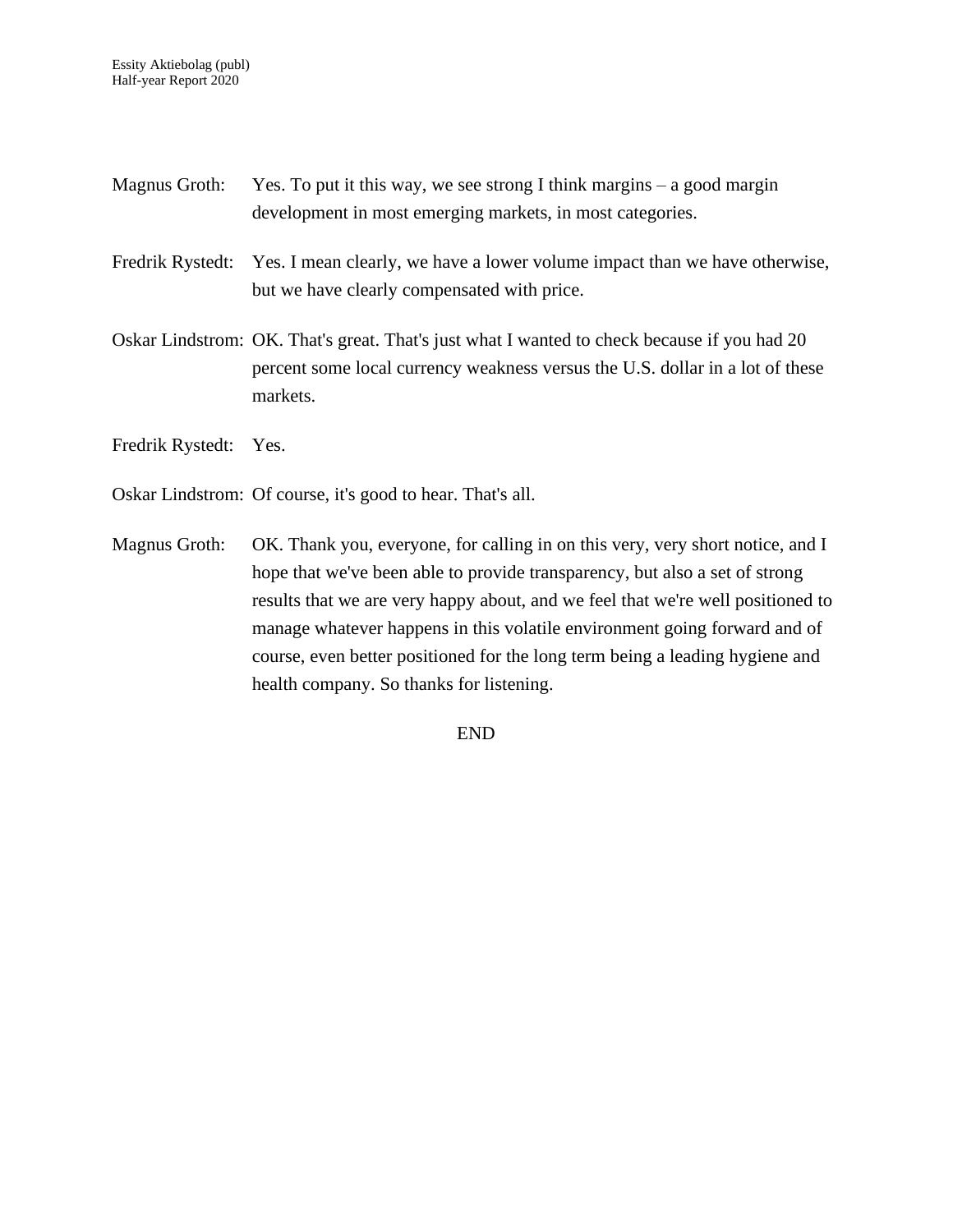Magnus Groth: Yes. To put it this way, we see strong I think margins – a good margin development in most emerging markets, in most categories.

Fredrik Rystedt: Yes. I mean clearly, we have a lower volume impact than we have otherwise, but we have clearly compensated with price.

Oskar Lindstrom: OK. That's great. That's just what I wanted to check because if you had 20 percent some local currency weakness versus the U.S. dollar in a lot of these markets.

Fredrik Rystedt: Yes.

Oskar Lindstrom: Of course, it's good to hear. That's all.

Magnus Groth: OK. Thank you, everyone, for calling in on this very, very short notice, and I hope that we've been able to provide transparency, but also a set of strong results that we are very happy about, and we feel that we're well positioned to manage whatever happens in this volatile environment going forward and of course, even better positioned for the long term being a leading hygiene and health company. So thanks for listening.

END